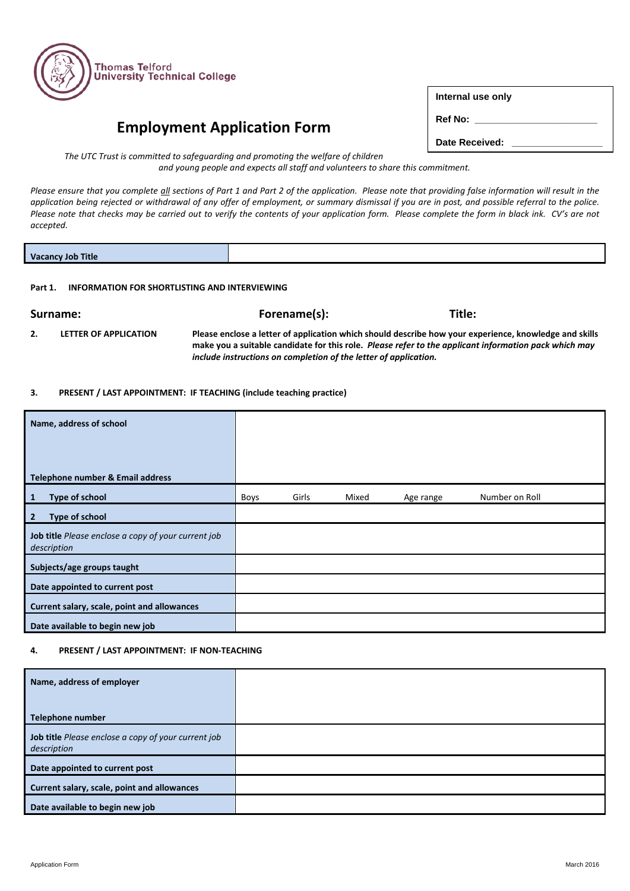Thomas Telford
University Technical College

# Employment Application Form

| Internal use only |
|---|
| Ref No: ____________________ |
| Date Received: ________________ |

*The UTC Trust is committed to safeguarding and promoting the welfare of children and young people and expects all staff and volunteers to share this commitment.*

*Please ensure that you complete all sections of Part 1 and Part 2 of the application. Please note that providing false information will result in the application being rejected or withdrawal of any offer of employment, or summary dismissal if you are in post, and possible referral to the police. Please note that checks may be carried out to verify the contents of your application form. Please complete the form in black ink. CV's are not accepted.*

| **Vacancy Job Title** | |
|---|---|

**Part 1. INFORMATION FOR SHORTLISTING AND INTERVIEWING**

**Surname:** **Forename(s):** **Title:**

**2. LETTER OF APPLICATION** **Please enclose a letter of application which should describe how your experience, knowledge and skills make you a suitable candidate for this role.** ***Please refer to the applicant information pack which may include instructions on completion of the letter of application.***

**3. PRESENT / LAST APPOINTMENT: IF TEACHING (include teaching practice)**

| | | | | | |
|---|---|---|---|---|---|
| **Name, address of school**<br><br>**Telephone number & Email address** | | | | | |
| **1 Type of school** | Boys | Girls | Mixed | Age range | Number on Roll |
| **2 Type of school** | | | | | |
| **Job title** *Please enclose a copy of your current job description* | | | | | |
| **Subjects/age groups taught** | | | | | |
| **Date appointed to current post** | | | | | |
| **Current salary, scale, point and allowances** | | | | | |
| **Date available to begin new job** | | | | | |

**4. PRESENT / LAST APPOINTMENT: IF NON-TEACHING**

| | |
|---|---|
| **Name, address of employer**<br><br>**Telephone number** | |
| **Job title** *Please enclose a copy of your current job description* | |
| **Date appointed to current post** | |
| **Current salary, scale, point and allowances** | |
| **Date available to begin new job** | |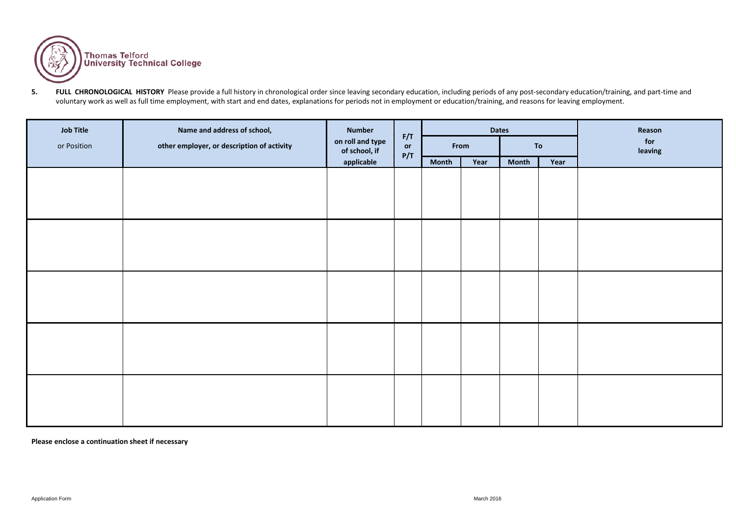Thomas Telford University Technical College

**5. FULL CHRONOLOGICAL HISTORY** Please provide a full history in chronological order since leaving secondary education, including periods of any post-secondary education/training, and part-time and voluntary work as well as full time employment, with start and end dates, explanations for periods not in employment or education/training, and reasons for leaving employment.

| **Job Title** or Position | **Name and address of school, other employer, or description of activity** | **Number on roll and type of school, if applicable** | **F/T or P/T** | **Dates** | | | | **Reason for leaving** |
|---|---|---|---|---|---|---|---|---|
| | | | | **From** | | **To** | | |
| | | | | **Month** | **Year** | **Month** | **Year** | |
| | | | | | | | | |
| | | | | | | | | |
| | | | | | | | | |
| | | | | | | | | |
| | | | | | | | | |

**Please enclose a continuation sheet if necessary**

Application Form

March 2016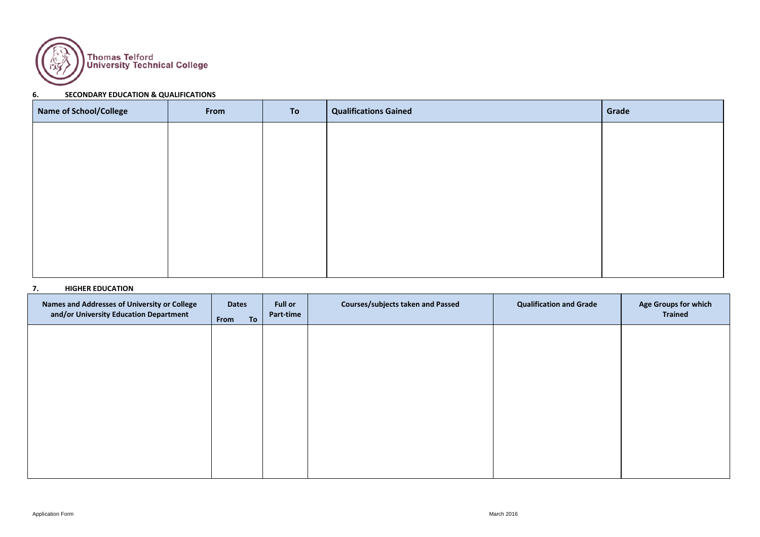Thomas Telford University Technical College

### 6. SECONDARY EDUCATION & QUALIFICATIONS

| Name of School/College | From | To | Qualifications Gained | Grade |
|---|---|---|---|---|
| | | | | |

### 7. HIGHER EDUCATION

| Names and Addresses of University or College and/or University Education Department | Dates | | Full or Part-time | Courses/subjects taken and Passed | Qualification and Grade | Age Groups for which Trained |
|---|---|---|---|---|---|---|
| | From | To | | | | |
| | | | | | | |

Application Form

March 2016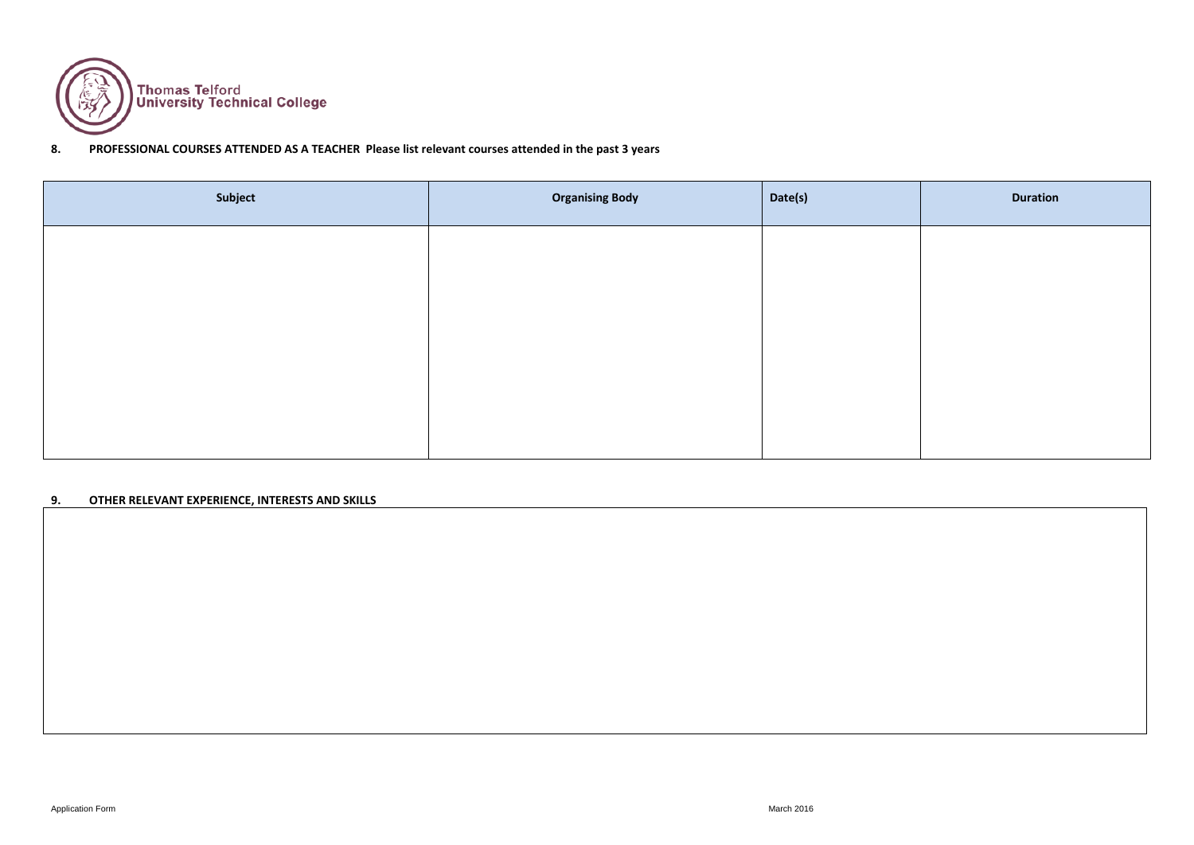Thomas Telford
University Technical College

## 8. PROFESSIONAL COURSES ATTENDED AS A TEACHER Please list relevant courses attended in the past 3 years

| Subject | Organising Body | Date(s) | Duration |
|---|---|---|---|
| | | | |

## 9. OTHER RELEVANT EXPERIENCE, INTERESTS AND SKILLS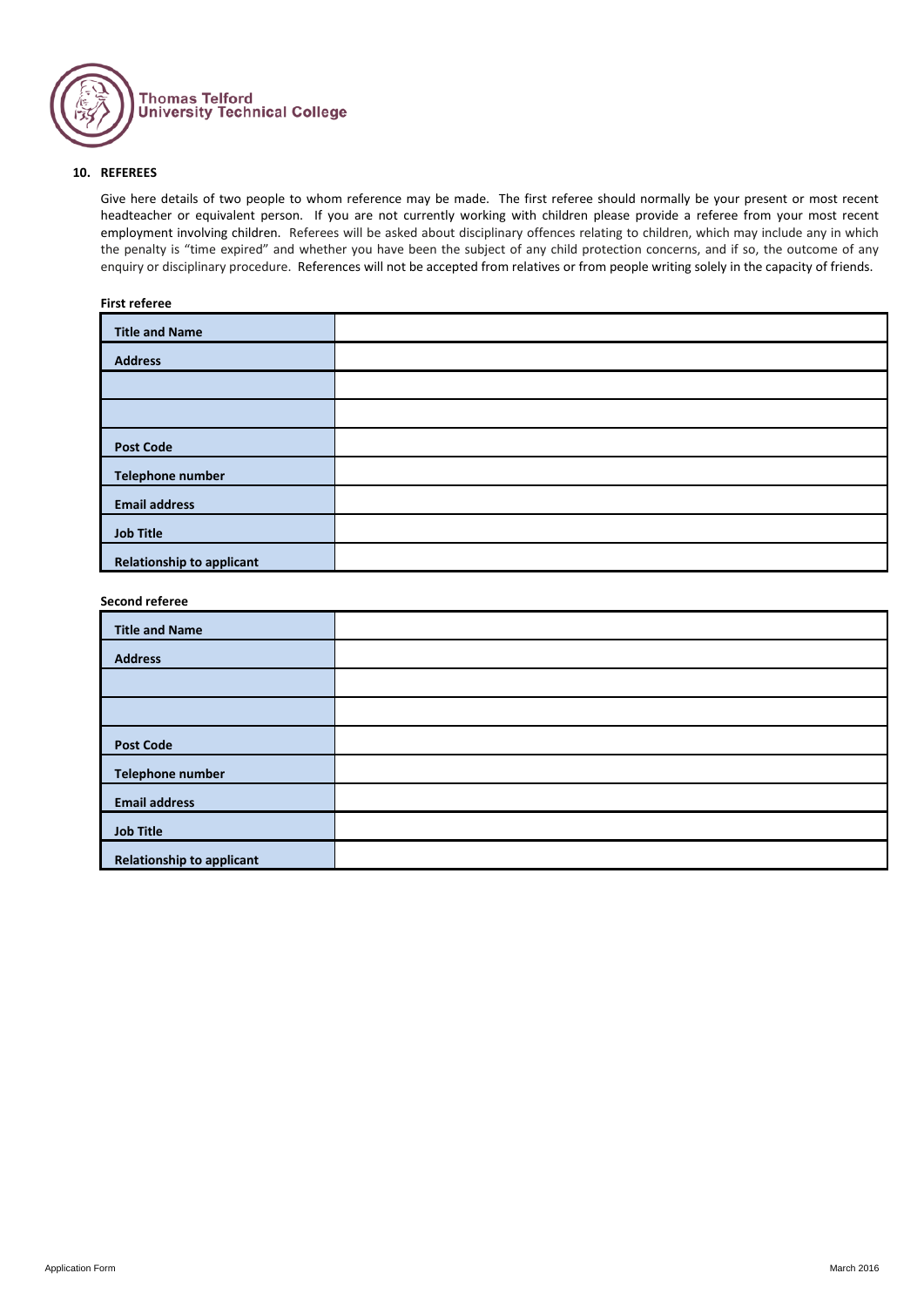Thomas Telford University Technical College

## 10. REFEREES

Give here details of two people to whom reference may be made. The first referee should normally be your present or most recent headteacher or equivalent person. If you are not currently working with children please provide a referee from your most recent employment involving children. Referees will be asked about disciplinary offences relating to children, which may include any in which the penalty is "time expired" and whether you have been the subject of any child protection concerns, and if so, the outcome of any enquiry or disciplinary procedure. References will not be accepted from relatives or from people writing solely in the capacity of friends.

**First referee**

| | |
|---|---|
| **Title and Name** | |
| **Address** | |
| | |
| | |
| **Post Code** | |
| **Telephone number** | |
| **Email address** | |
| **Job Title** | |
| **Relationship to applicant** | |

**Second referee**

| | |
|---|---|
| **Title and Name** | |
| **Address** | |
| | |
| | |
| **Post Code** | |
| **Telephone number** | |
| **Email address** | |
| **Job Title** | |
| **Relationship to applicant** | |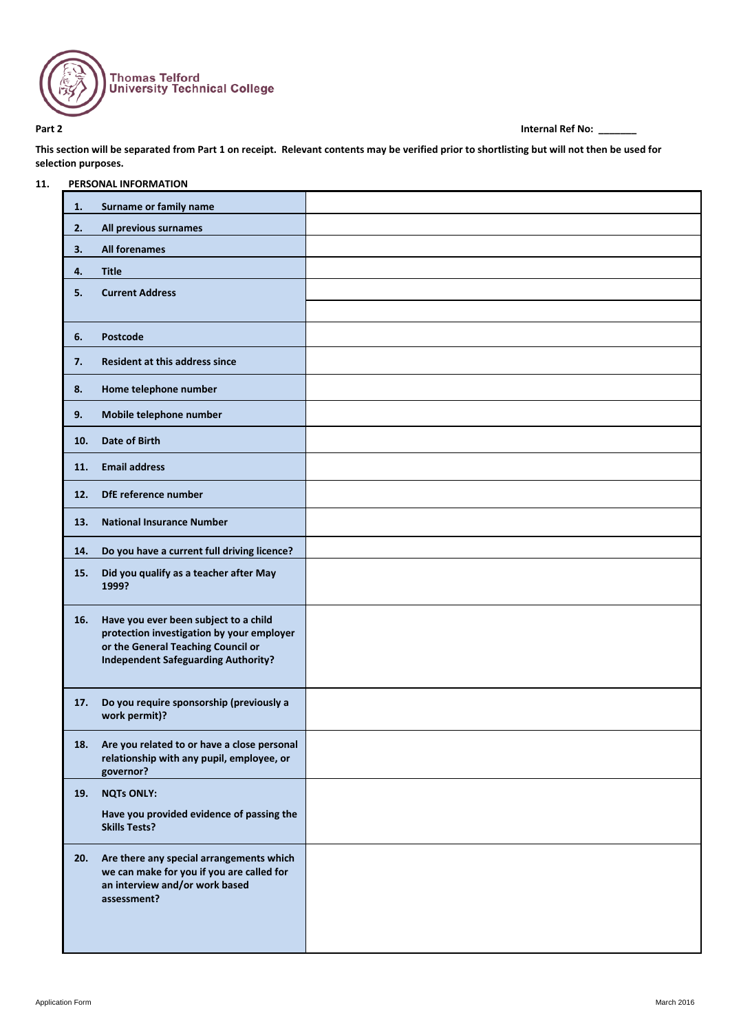Thomas Telford University Technical College

**Part 2** **Internal Ref No: _______**

**This section will be separated from Part 1 on receipt. Relevant contents may be verified prior to shortlisting but will not then be used for selection purposes.**

**11. PERSONAL INFORMATION**

| | | |
|---|---|---|
| **1.** | **Surname or family name** | |
| **2.** | **All previous surnames** | |
| **3.** | **All forenames** | |
| **4.** | **Title** | |
| **5.** | **Current Address** | |
| **6.** | **Postcode** | |
| **7.** | **Resident at this address since** | |
| **8.** | **Home telephone number** | |
| **9.** | **Mobile telephone number** | |
| **10.** | **Date of Birth** | |
| **11.** | **Email address** | |
| **12.** | **DfE reference number** | |
| **13.** | **National Insurance Number** | |
| **14.** | **Do you have a current full driving licence?** | |
| **15.** | **Did you qualify as a teacher after May 1999?** | |
| **16.** | **Have you ever been subject to a child protection investigation by your employer or the General Teaching Council or Independent Safeguarding Authority?** | |
| **17.** | **Do you require sponsorship (previously a work permit)?** | |
| **18.** | **Are you related to or have a close personal relationship with any pupil, employee, or governor?** | |
| **19.** | **NQTs ONLY:** **Have you provided evidence of passing the Skills Tests?** | |
| **20.** | **Are there any special arrangements which we can make for you if you are called for an interview and/or work based assessment?** | |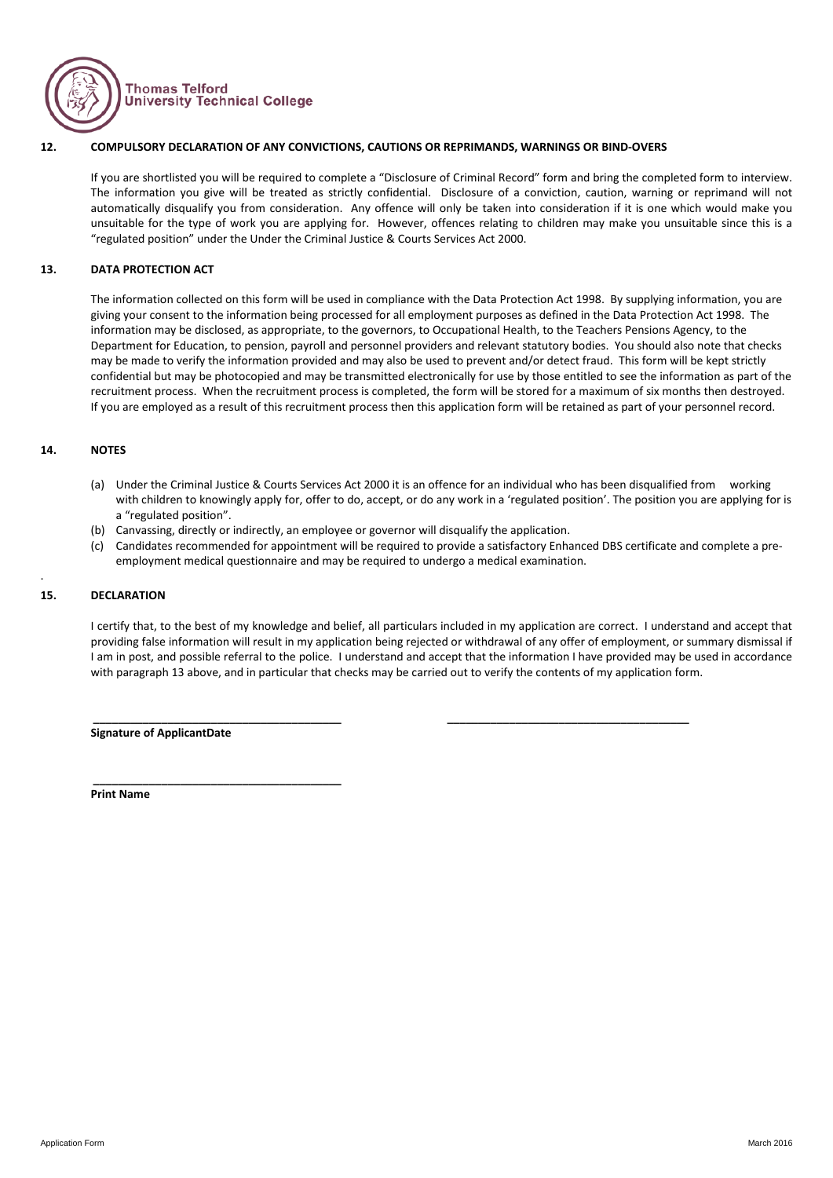Thomas Telford University Technical College

## 12. COMPULSORY DECLARATION OF ANY CONVICTIONS, CAUTIONS OR REPRIMANDS, WARNINGS OR BIND-OVERS

If you are shortlisted you will be required to complete a "Disclosure of Criminal Record" form and bring the completed form to interview. The information you give will be treated as strictly confidential. Disclosure of a conviction, caution, warning or reprimand will not automatically disqualify you from consideration. Any offence will only be taken into consideration if it is one which would make you unsuitable for the type of work you are applying for. However, offences relating to children may make you unsuitable since this is a "regulated position" under the Under the Criminal Justice & Courts Services Act 2000.

## 13. DATA PROTECTION ACT

The information collected on this form will be used in compliance with the Data Protection Act 1998. By supplying information, you are giving your consent to the information being processed for all employment purposes as defined in the Data Protection Act 1998. The information may be disclosed, as appropriate, to the governors, to Occupational Health, to the Teachers Pensions Agency, to the Department for Education, to pension, payroll and personnel providers and relevant statutory bodies. You should also note that checks may be made to verify the information provided and may also be used to prevent and/or detect fraud. This form will be kept strictly confidential but may be photocopied and may be transmitted electronically for use by those entitled to see the information as part of the recruitment process. When the recruitment process is completed, the form will be stored for a maximum of six months then destroyed. If you are employed as a result of this recruitment process then this application form will be retained as part of your personnel record.

## 14. NOTES

(a) Under the Criminal Justice & Courts Services Act 2000 it is an offence for an individual who has been disqualified from working with children to knowingly apply for, offer to do, accept, or do any work in a 'regulated position'. The position you are applying for is a "regulated position".

(b) Canvassing, directly or indirectly, an employee or governor will disqualify the application.

(c) Candidates recommended for appointment will be required to provide a satisfactory Enhanced DBS certificate and complete a pre-employment medical questionnaire and may be required to undergo a medical examination.

## 15. DECLARATION

I certify that, to the best of my knowledge and belief, all particulars included in my application are correct. I understand and accept that providing false information will result in my application being rejected or withdrawal of any offer of employment, or summary dismissal if I am in post, and possible referral to the police. I understand and accept that the information I have provided may be used in accordance with paragraph 13 above, and in particular that checks may be carried out to verify the contents of my application form.

________________________________________ ________________________________________

**Signature of ApplicantDate**

________________________________________

**Print Name**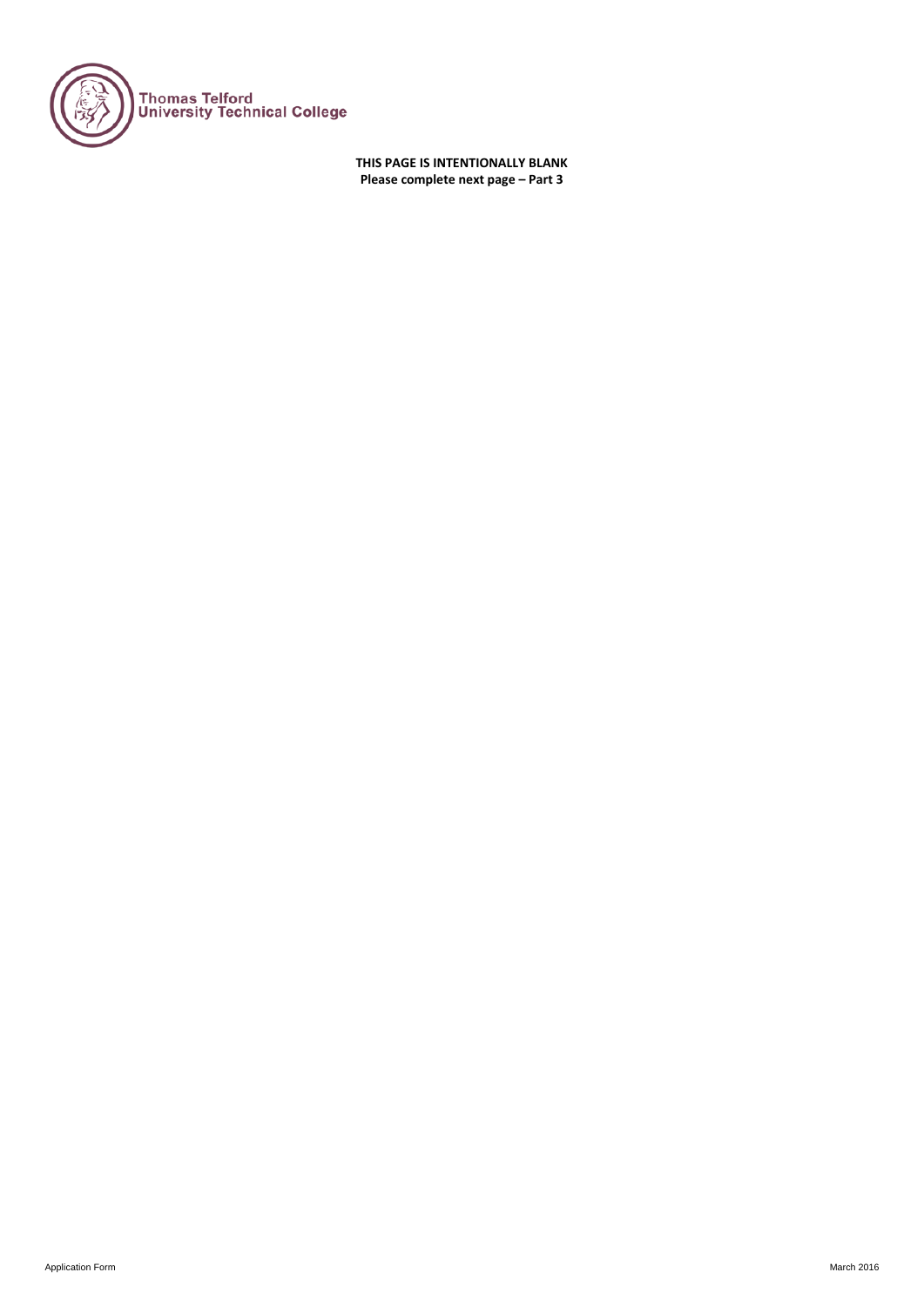**THIS PAGE IS INTENTIONALLY BLANK**
**Please complete next page – Part 3**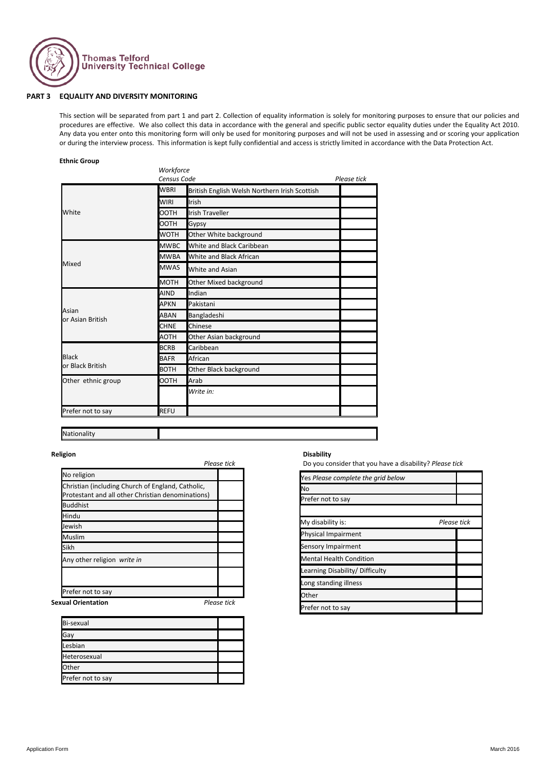Thomas Telford
University Technical College

## PART 3 EQUALITY AND DIVERSITY MONITORING

This section will be separated from part 1 and part 2. Collection of equality information is solely for monitoring purposes to ensure that our policies and procedures are effective. We also collect this data in accordance with the general and specific public sector equality duties under the Equality Act 2010. Any data you enter onto this monitoring form will only be used for monitoring purposes and will not be used in assessing and or scoring your application or during the interview process. This information is kept fully confidential and access is strictly limited in accordance with the Data Protection Act.

**Ethnic Group**

| | *Workforce Census Code* | | *Please tick* |
|---|---|---|---|
| White | WBRI | British English Welsh Northern Irish Scottish | |
| | WIRI | Irish | |
| | OOTH | Irish Traveller | |
| | OOTH | Gypsy | |
| | WOTH | Other White background | |
| Mixed | MWBC | White and Black Caribbean | |
| | MWBA | White and Black African | |
| | MWAS | White and Asian | |
| | MOTH | Other Mixed background | |
| Asian or Asian British | AIND | Indian | |
| | APKN | Pakistani | |
| | ABAN | Bangladeshi | |
| | CHNE | Chinese | |
| | AOTH | Other Asian background | |
| Black or Black British | BCRB | Caribbean | |
| | BAFR | African | |
| | BOTH | Other Black background | |
| Other ethnic group | OOTH | Arab | |
| | | *Write in:* | |
| Prefer not to say | REFU | | |

| Nationality | |
|---|---|

**Religion**

| | *Please tick* |
|---|---|
| No religion | |
| Christian (including Church of England, Catholic, Protestant and all other Christian denominations) | |
| Buddhist | |
| Hindu | |
| Jewish | |
| Muslim | |
| Sikh | |
| Any other religion *write in* | |
| | |
| Prefer not to say | |

**Sexual Orientation**

| | *Please tick* |
|---|---|
| Bi-sexual | |
| Gay | |
| Lesbian | |
| Heterosexual | |
| Other | |
| Prefer not to say | |

**Disability**

Do you consider that you have a disability? *Please tick*

| | |
|---|---|
| Yes *Please complete the grid below* | |
| No | |
| Prefer not to say | |

| My disability is: | *Please tick* |
|---|---|
| Physical Impairment | |
| Sensory Impairment | |
| Mental Health Condition | |
| Learning Disability/ Difficulty | |
| Long standing illness | |
| Other | |
| Prefer not to say | |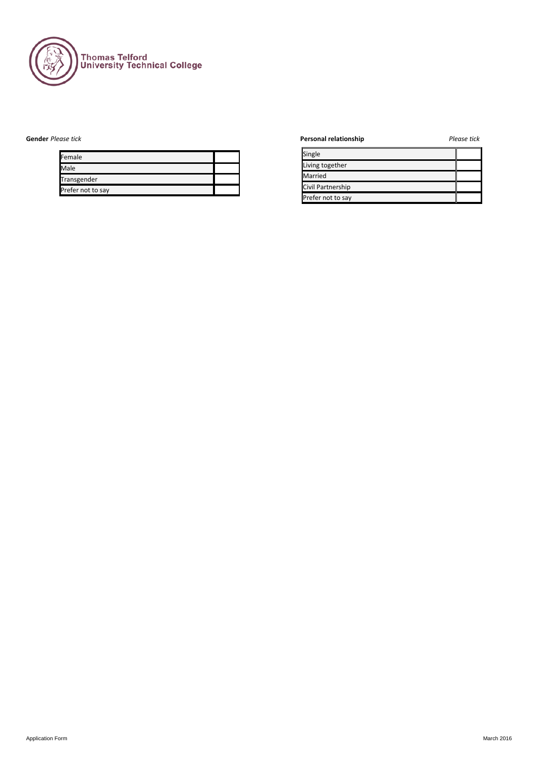Thomas Telford University Technical College

**Gender** *Please tick*

| | |
|---|---|
| Female | |
| Male | |
| Transgender | |
| Prefer not to say | |

**Personal relationship** *Please tick*

| | |
|---|---|
| Single | |
| Living together | |
| Married | |
| Civil Partnership | |
| Prefer not to say | |